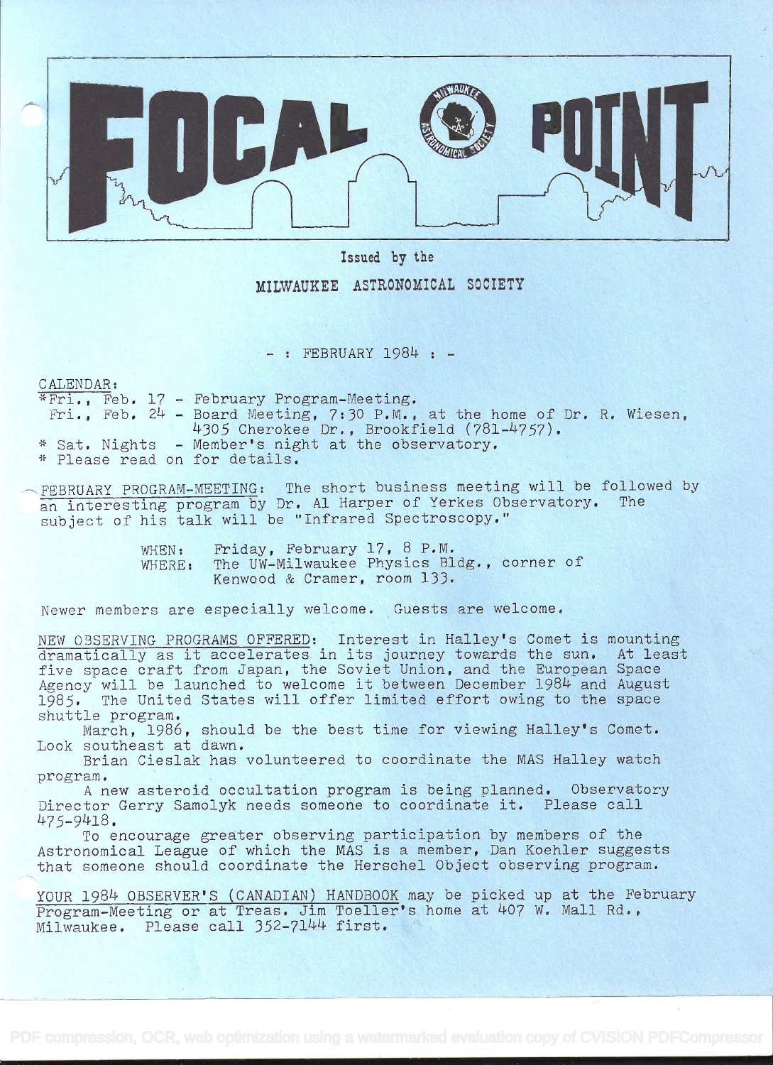# FOCAL POINT

Issued by the

MILWAUKEE ASTRONOMICAL SOCIETY

- : FEBRUARY 1984 : -

CALENDAR:

*Fri., Feb. 17 - February Program-Meeting.
Fri., Feb. 24 - Board Meeting, 7:30 P.M., at the home of Dr. R. Wiesen, 4305 Cherokee Dr., Brookfield (781-4757).
* Sat. Nights - Member's night at the observatory.
* Please read on for details.

FEBRUARY PROGRAM-MEETING: The short business meeting will be followed by an interesting program by Dr. Al Harper of Yerkes Observatory. The subject of his talk will be "Infrared Spectroscopy."

WHEN: Friday, February 17, 8 P.M.
WHERE: The UW-Milwaukee Physics Bldg., corner of Kenwood & Cramer, room 133.

Newer members are especially welcome. Guests are welcome.

NEW OBSERVING PROGRAMS OFFERED: Interest in Halley's Comet is mounting dramatically as it accelerates in its journey towards the sun. At least five space craft from Japan, the Soviet Union, and the European Space Agency will be launched to welcome it between December 1984 and August 1985. The United States will offer limited effort owing to the space shuttle program.

March, 1986, should be the best time for viewing Halley's Comet. Look southeast at dawn.

Brian Cieslak has volunteered to coordinate the MAS Halley watch program.

A new asteroid occultation program is being planned. Observatory Director Gerry Samolyk needs someone to coordinate it. Please call 475-9418.

To encourage greater observing participation by members of the Astronomical League of which the MAS is a member, Dan Koehler suggests that someone should coordinate the Herschel Object observing program.

YOUR 1984 OBSERVER'S (CANADIAN) HANDBOOK may be picked up at the February Program-Meeting or at Treas. Jim Toeller's home at 407 W. Mall Rd., Milwaukee. Please call 352-7144 first.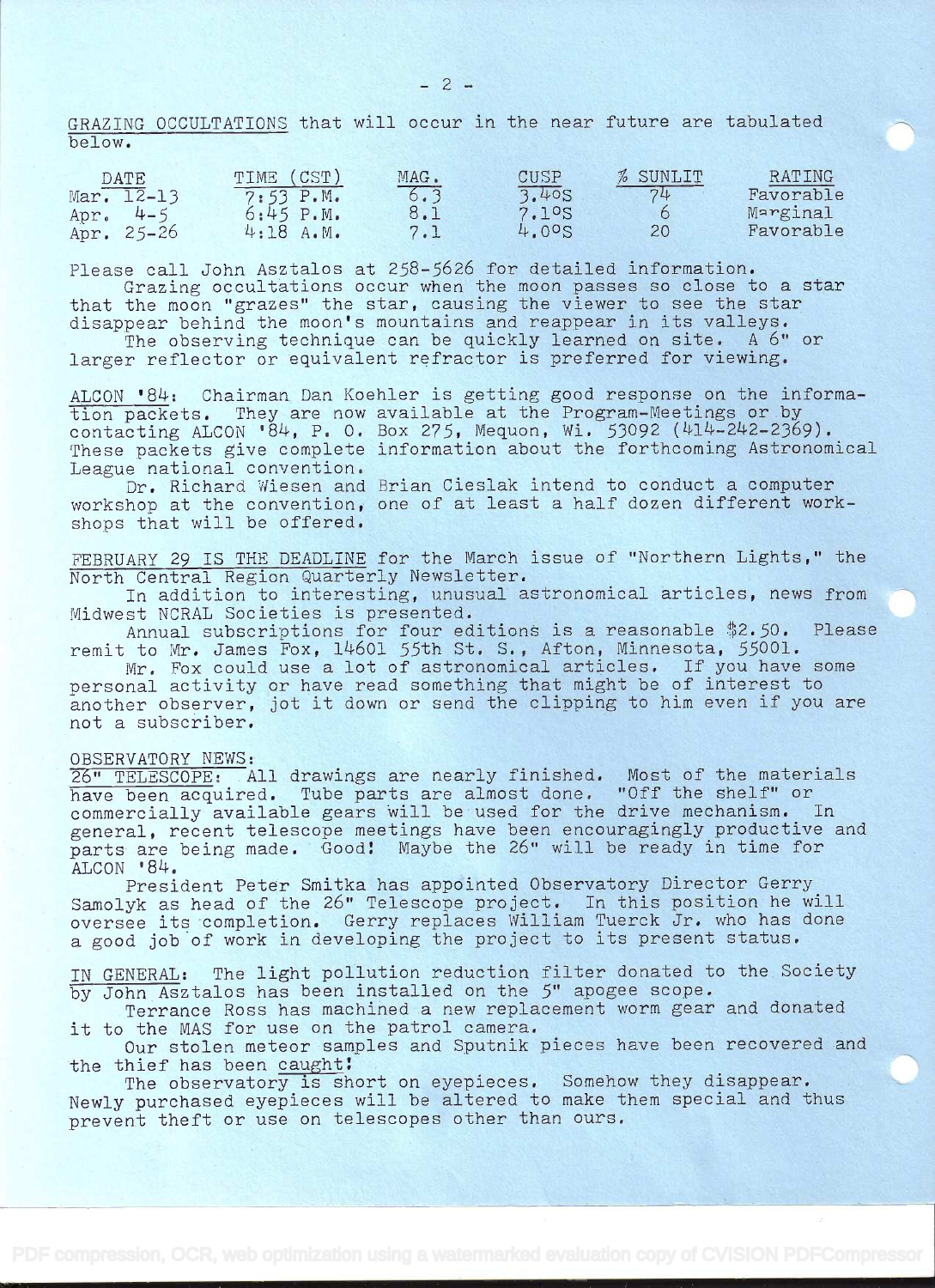GRAZING OCCULTATIONS that will occur in the near future are tabulated below.

| DATE | TIME (CST) | MAG. | CUSP | % SUNLIT | RATING |
|---|---|---|---|---|---|
| Mar. 12-13 | 7:53 P.M. | 6.3 | 3.4°S | 74 | Favorable |
| Apr. 4-5 | 6:45 P.M. | 8.1 | 7.1°S | 6 | Marginal |
| Apr. 25-26 | 4:18 A.M. | 7.1 | 4.0°S | 20 | Favorable |

Please call John Asztalos at 258-5626 for detailed information.

Grazing occultations occur when the moon passes so close to a star that the moon "grazes" the star, causing the viewer to see the star disappear behind the moon's mountains and reappear in its valleys.

The observing technique can be quickly learned on site. A 6" or larger reflector or equivalent refractor is preferred for viewing.

ALCON '84: Chairman Dan Koehler is getting good response on the information packets. They are now available at the Program-Meetings or by contacting ALCON '84, P. O. Box 275, Mequon, Wi. 53092 (414-242-2369). These packets give complete information about the forthcoming Astronomical League national convention.

Dr. Richard Wiesen and Brian Cieslak intend to conduct a computer workshop at the convention, one of at least a half dozen different workshops that will be offered.

FEBRUARY 29 IS THE DEADLINE for the March issue of "Northern Lights," the North Central Region Quarterly Newsletter.

In addition to interesting, unusual astronomical articles, news from Midwest NCRAL Societies is presented.

Annual subscriptions for four editions is a reasonable $2.50. Please remit to Mr. James Fox, 14601 55th St. S., Afton, Minnesota, 55001.

Mr. Fox could use a lot of astronomical articles. If you have some personal activity or have read something that might be of interest to another observer, jot it down or send the clipping to him even if you are not a subscriber.

OBSERVATORY NEWS:

26" TELESCOPE: All drawings are nearly finished. Most of the materials have been acquired. Tube parts are almost done. "Off the shelf" or commercially available gears will be used for the drive mechanism. In general, recent telescope meetings have been encouragingly productive and parts are being made. Good! Maybe the 26" will be ready in time for ALCON '84.

President Peter Smitka has appointed Observatory Director Gerry Samolyk as head of the 26" Telescope project. In this position he will oversee its completion. Gerry replaces William Tuerck Jr. who has done a good job of work in developing the project to its present status.

IN GENERAL: The light pollution reduction filter donated to the Society by John Asztalos has been installed on the 5" apogee scope.

Terrance Ross has machined a new replacement worm gear and donated it to the MAS for use on the patrol camera.

Our stolen meteor samples and Sputnik pieces have been recovered and the thief has been caught!

The observatory is short on eyepieces. Somehow they disappear. Newly purchased eyepieces will be altered to make them special and thus prevent theft or use on telescopes other than ours.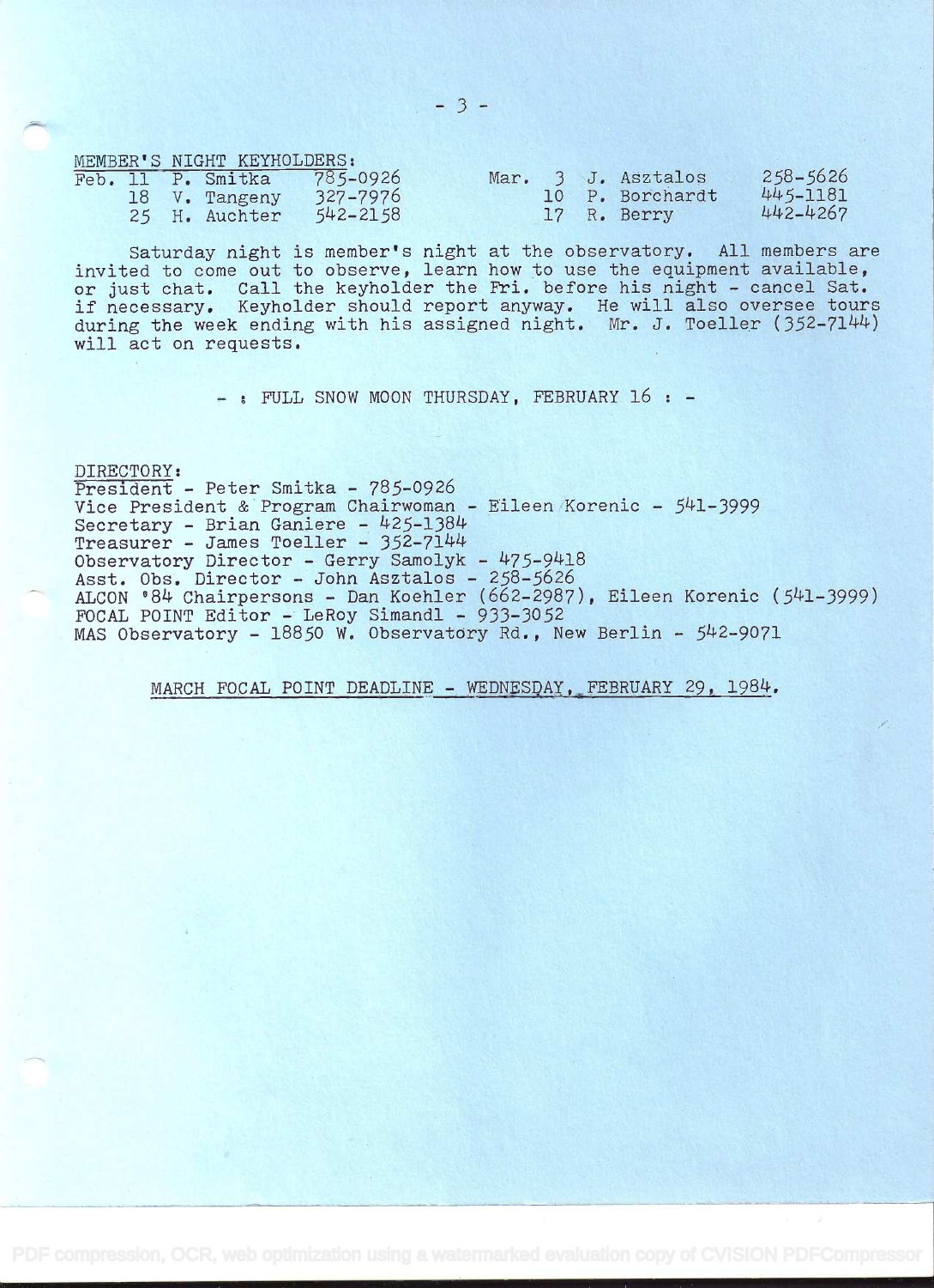MEMBER'S NIGHT KEYHOLDERS:

| | | | | | | |
|---|---|---|---|---|---|---|
| Feb. | 11 P. Smitka | 785-0926 | | Mar. | 3 J. Asztalos | 258-5626 |
| | 18 V. Tangeny | 327-7976 | | | 10 P. Borchardt | 445-1181 |
| | 25 H. Auchter | 542-2158 | | | 17 R. Berry | 442-4267 |

Saturday night is member's night at the observatory. All members are invited to come out to observe, learn how to use the equipment available, or just chat. Call the keyholder the Fri. before his night - cancel Sat. if necessary. Keyholder should report anyway. He will also oversee tours during the week ending with his assigned night. Mr. J. Toeller (352-7144) will act on requests.

- : FULL SNOW MOON THURSDAY, FEBRUARY 16 : -

DIRECTORY:

President - Peter Smitka - 785-0926
Vice President & Program Chairwoman - Eileen Korenic - 541-3999
Secretary - Brian Ganiere - 425-1384
Treasurer - James Toeller - 352-7144
Observatory Director - Gerry Samolyk - 475-9418
Asst. Obs. Director - John Asztalos - 258-5626
ALCON '84 Chairpersons - Dan Koehler (662-2987), Eileen Korenic (541-3999)
FOCAL POINT Editor - LeRoy Simandl - 933-3052
MAS Observatory - 18850 W. Observatory Rd., New Berlin - 542-9071

MARCH FOCAL POINT DEADLINE - WEDNESDAY, FEBRUARY 29, 1984.